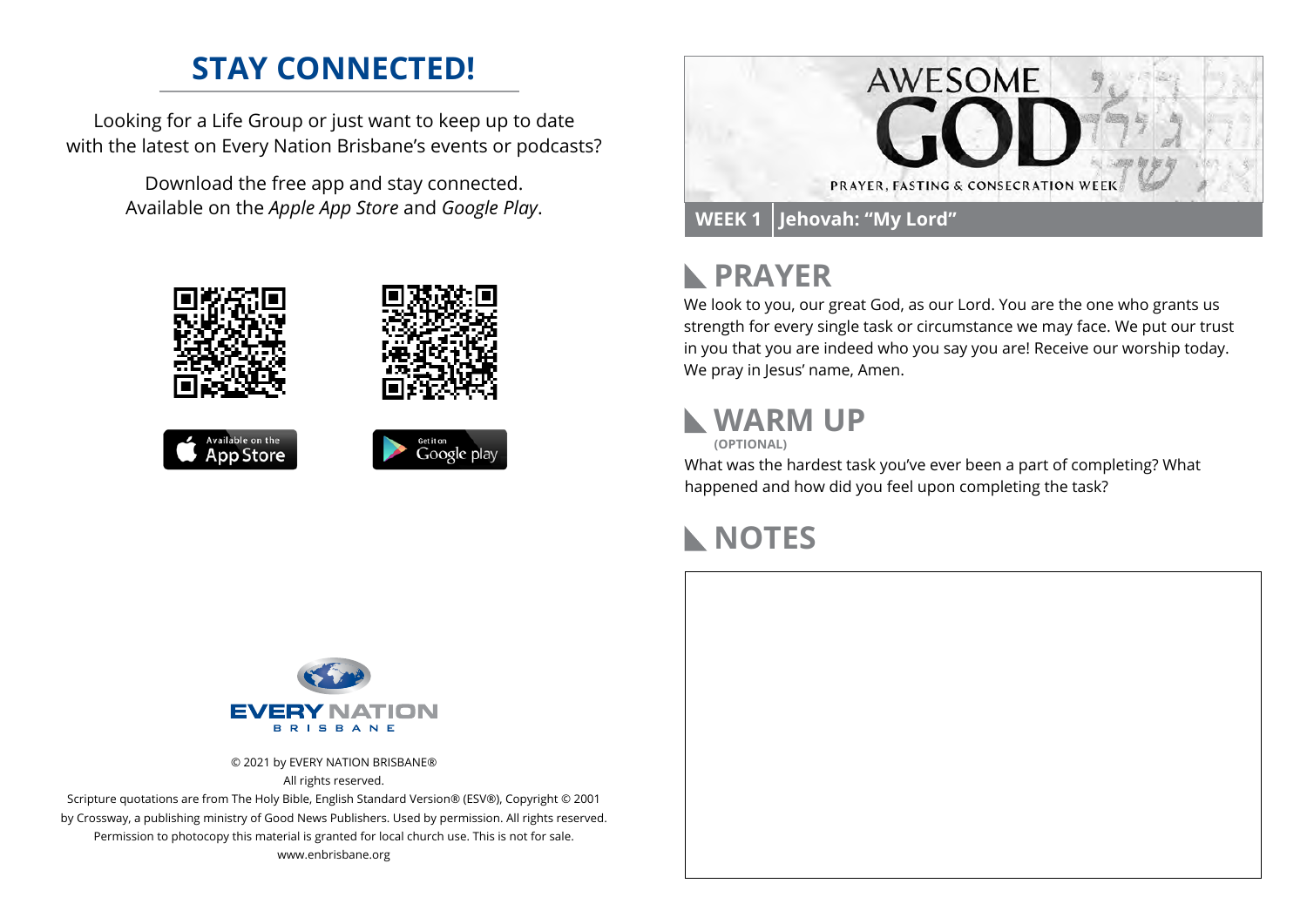## STAY CONNECTED!

Looking for a Life Group or just want to keep up to date with the latest on Every Nation Brisbane's events or podcasts?

Download the free app and stay connected. Available on the *Apple App Store* and *Google Play*.

Available on the App Store

Get it on Google play

EVERY NATION BRISBANE

© 2021 by EVERY NATION BRISBANE®
All rights reserved.
Scripture quotations are from The Holy Bible, English Standard Version® (ESV®), Copyright © 2001 by Crossway, a publishing ministry of Good News Publishers. Used by permission. All rights reserved.
Permission to photocopy this material is granted for local church use. This is not for sale.
www.enbrisbane.org

# AWESOME GOD

PRAYER, FASTING & CONSECRATION WEEK

**WEEK 1** | **Jehovah: "My Lord"**

## PRAYER

We look to you, our great God, as our Lord. You are the one who grants us strength for every single task or circumstance we may face. We put our trust in you that you are indeed who you say you are! Receive our worship today. We pray in Jesus' name, Amen.

## WARM UP

**(OPTIONAL)**

What was the hardest task you've ever been a part of completing? What happened and how did you feel upon completing the task?

## NOTES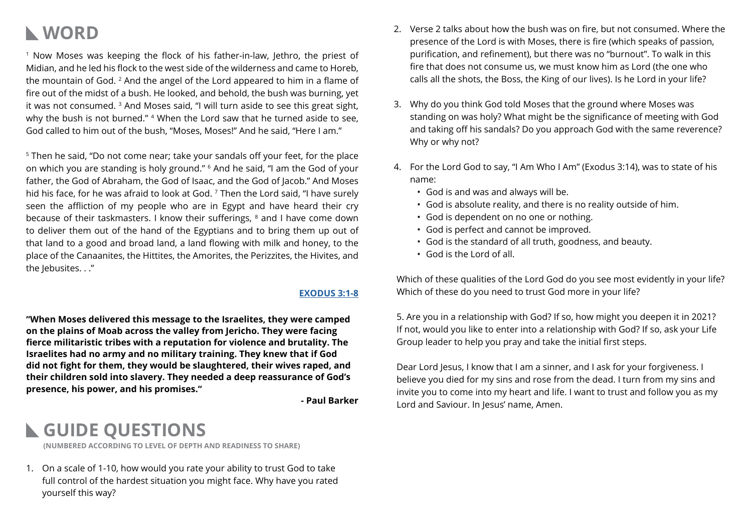## WORD

[1] Now Moses was keeping the flock of his father-in-law, Jethro, the priest of Midian, and he led his flock to the west side of the wilderness and came to Horeb, the mountain of God. [2] And the angel of the Lord appeared to him in a flame of fire out of the midst of a bush. He looked, and behold, the bush was burning, yet it was not consumed. [3] And Moses said, "I will turn aside to see this great sight, why the bush is not burned." [4] When the Lord saw that he turned aside to see, God called to him out of the bush, "Moses, Moses!" And he said, "Here I am."

[5] Then he said, "Do not come near; take your sandals off your feet, for the place on which you are standing is holy ground." [6] And he said, "I am the God of your father, the God of Abraham, the God of Isaac, and the God of Jacob." And Moses hid his face, for he was afraid to look at God. [7] Then the Lord said, "I have surely seen the affliction of my people who are in Egypt and have heard their cry because of their taskmasters. I know their sufferings, [8] and I have come down to deliver them out of the hand of the Egyptians and to bring them up out of that land to a good and broad land, a land flowing with milk and honey, to the place of the Canaanites, the Hittites, the Amorites, the Perizzites, the Hivites, and the Jebusites. . ."

**EXODUS 3:1-8**

**"When Moses delivered this message to the Israelites, they were camped on the plains of Moab across the valley from Jericho. They were facing fierce militaristic tribes with a reputation for violence and brutality. The Israelites had no army and no military training. They knew that if God did not fight for them, they would be slaughtered, their wives raped, and their children sold into slavery. They needed a deep reassurance of God's presence, his power, and his promises."**

**- Paul Barker**

## GUIDE QUESTIONS

**(NUMBERED ACCORDING TO LEVEL OF DEPTH AND READINESS TO SHARE)**

1. On a scale of 1-10, how would you rate your ability to trust God to take full control of the hardest situation you might face. Why have you rated yourself this way?

2. Verse 2 talks about how the bush was on fire, but not consumed. Where the presence of the Lord is with Moses, there is fire (which speaks of passion, purification, and refinement), but there was no "burnout". To walk in this fire that does not consume us, we must know him as Lord (the one who calls all the shots, the Boss, the King of our lives). Is he Lord in your life?

3. Why do you think God told Moses that the ground where Moses was standing on was holy? What might be the significance of meeting with God and taking off his sandals? Do you approach God with the same reverence? Why or why not?

4. For the Lord God to say, "I Am Who I Am" (Exodus 3:14), was to state of his name:
   - God is and was and always will be.
   - God is absolute reality, and there is no reality outside of him.
   - God is dependent on no one or nothing.
   - God is perfect and cannot be improved.
   - God is the standard of all truth, goodness, and beauty.
   - God is the Lord of all.

   Which of these qualities of the Lord God do you see most evidently in your life? Which of these do you need to trust God more in your life?

5. Are you in a relationship with God? If so, how might you deepen it in 2021? If not, would you like to enter into a relationship with God? If so, ask your Life Group leader to help you pray and take the initial first steps.

Dear Lord Jesus, I know that I am a sinner, and I ask for your forgiveness. I believe you died for my sins and rose from the dead. I turn from my sins and invite you to come into my heart and life. I want to trust and follow you as my Lord and Saviour. In Jesus' name, Amen.